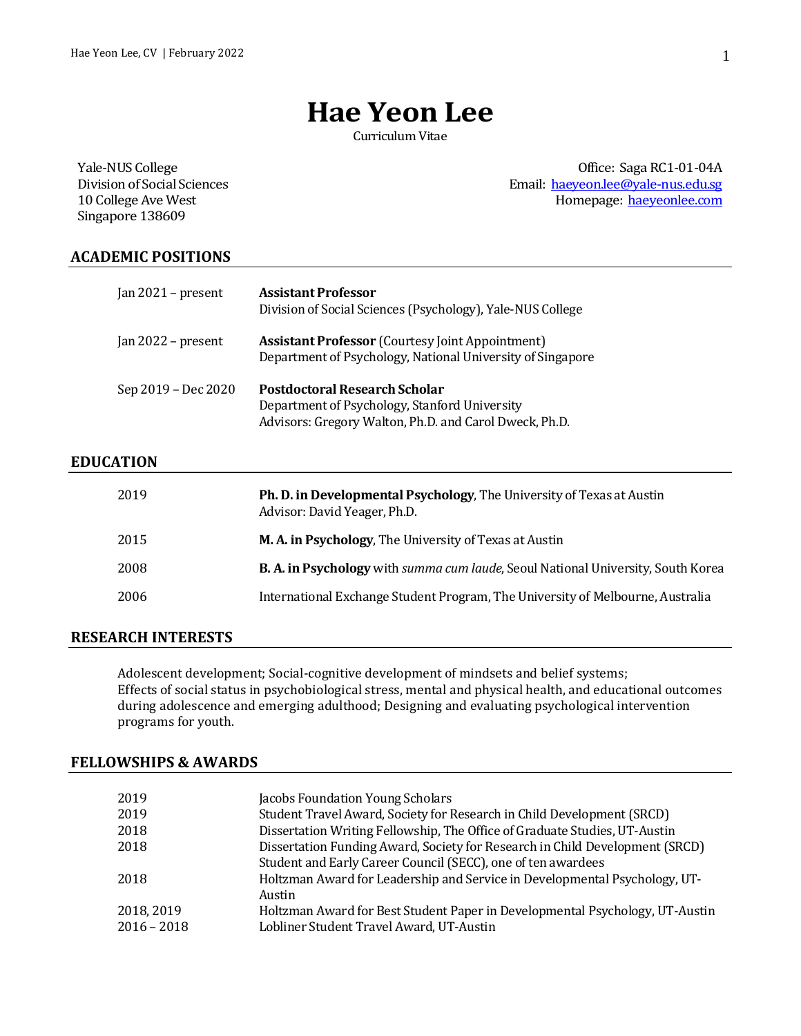# Hae Yeon Lee

Curriculum Vitae

Yale-NUS College
Division of Social Sciences
10 College Ave West
Singapore 138609

Office: Saga RC1-01-04A
Email: haeyeon.lee@yale-nus.edu.sg
Homepage: haeyeonlee.com

## ACADEMIC POSITIONS

Jan 2021 – present — **Assistant Professor**
Division of Social Sciences (Psychology), Yale-NUS College

Jan 2022 – present — **Assistant Professor** (Courtesy Joint Appointment)
Department of Psychology, National University of Singapore

Sep 2019 – Dec 2020 — **Postdoctoral Research Scholar**
Department of Psychology, Stanford University
Advisors: Gregory Walton, Ph.D. and Carol Dweck, Ph.D.

## EDUCATION

2019 — **Ph. D. in Developmental Psychology**, The University of Texas at Austin
Advisor: David Yeager, Ph.D.

2015 — **M. A. in Psychology**, The University of Texas at Austin

2008 — **B. A. in Psychology** with *summa cum laude*, Seoul National University, South Korea

2006 — International Exchange Student Program, The University of Melbourne, Australia

## RESEARCH INTERESTS

Adolescent development; Social-cognitive development of mindsets and belief systems; Effects of social status in psychobiological stress, mental and physical health, and educational outcomes during adolescence and emerging adulthood; Designing and evaluating psychological intervention programs for youth.

## FELLOWSHIPS & AWARDS

| | |
|---|---|
| 2019 | Jacobs Foundation Young Scholars |
| 2019 | Student Travel Award, Society for Research in Child Development (SRCD) |
| 2018 | Dissertation Writing Fellowship, The Office of Graduate Studies, UT-Austin |
| 2018 | Dissertation Funding Award, Society for Research in Child Development (SRCD) Student and Early Career Council (SECC), one of ten awardees |
| 2018 | Holtzman Award for Leadership and Service in Developmental Psychology, UT-Austin |
| 2018, 2019 | Holtzman Award for Best Student Paper in Developmental Psychology, UT-Austin |
| 2016 – 2018 | Lobliner Student Travel Award, UT-Austin |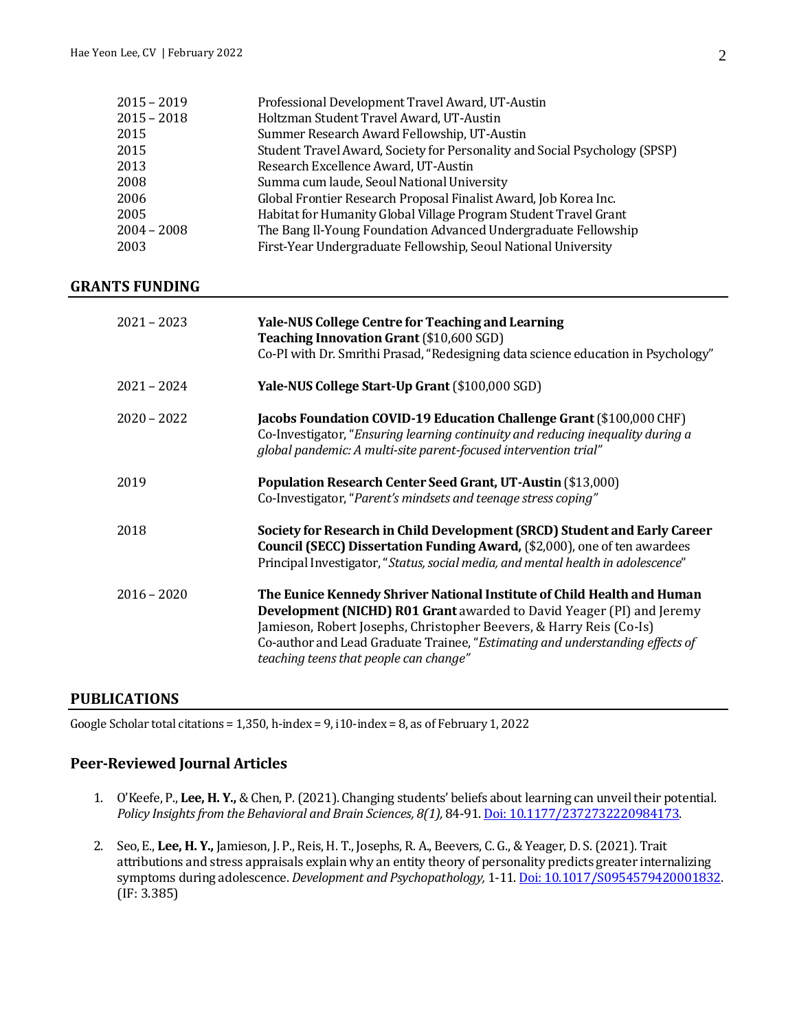| | |
|---|---|
| 2015 – 2019 | Professional Development Travel Award, UT-Austin |
| 2015 – 2018 | Holtzman Student Travel Award, UT-Austin |
| 2015 | Summer Research Award Fellowship, UT-Austin |
| 2015 | Student Travel Award, Society for Personality and Social Psychology (SPSP) |
| 2013 | Research Excellence Award, UT-Austin |
| 2008 | Summa cum laude, Seoul National University |
| 2006 | Global Frontier Research Proposal Finalist Award, Job Korea Inc. |
| 2005 | Habitat for Humanity Global Village Program Student Travel Grant |
| 2004 – 2008 | The Bang Il-Young Foundation Advanced Undergraduate Fellowship |
| 2003 | First-Year Undergraduate Fellowship, Seoul National University |

## GRANTS FUNDING

2021 – 2023 **Yale-NUS College Centre for Teaching and Learning Teaching Innovation Grant** ($10,600 SGD)
Co-PI with Dr. Smrithi Prasad, "Redesigning data science education in Psychology"

2021 – 2024 **Yale-NUS College Start-Up Grant** ($100,000 SGD)

2020 – 2022 **Jacobs Foundation COVID-19 Education Challenge Grant** ($100,000 CHF)
Co-Investigator, "*Ensuring learning continuity and reducing inequality during a global pandemic: A multi-site parent-focused intervention trial"*

2019 **Population Research Center Seed Grant, UT-Austin** ($13,000)
Co-Investigator, "*Parent's mindsets and teenage stress coping"*

2018 **Society for Research in Child Development (SRCD) Student and Early Career Council (SECC) Dissertation Funding Award,** ($2,000), one of ten awardees
Principal Investigator, "*Status, social media, and mental health in adolescence*"

2016 – 2020 **The Eunice Kennedy Shriver National Institute of Child Health and Human Development (NICHD) R01 Grant** awarded to David Yeager (PI) and Jeremy Jamieson, Robert Josephs, Christopher Beevers, & Harry Reis (Co-Is)
Co-author and Lead Graduate Trainee, "*Estimating and understanding effects of teaching teens that people can change"*

## PUBLICATIONS

Google Scholar total citations = 1,350, h-index = 9, i10-index = 8, as of February 1, 2022

### Peer-Reviewed Journal Articles

1. O'Keefe, P., **Lee, H. Y.,** & Chen, P. (2021). Changing students' beliefs about learning can unveil their potential. *Policy Insights from the Behavioral and Brain Sciences, 8(1),* 84-91. Doi: 10.1177/2372732220984173.

2. Seo, E., **Lee, H. Y.,** Jamieson, J. P., Reis, H. T., Josephs, R. A., Beevers, C. G., & Yeager, D. S. (2021). Trait attributions and stress appraisals explain why an entity theory of personality predicts greater internalizing symptoms during adolescence. *Development and Psychopathology,* 1-11. Doi: 10.1017/S0954579420001832. (IF: 3.385)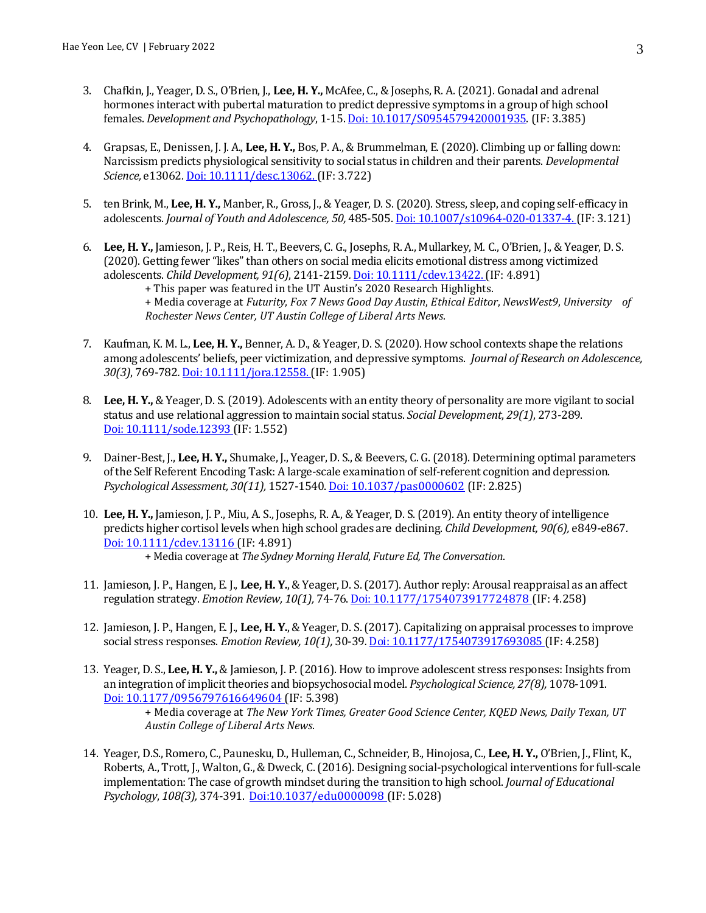3. Chafkin, J., Yeager, D. S., O'Brien, J., **Lee, H. Y.,** McAfee, C., & Josephs, R. A. (2021). Gonadal and adrenal hormones interact with pubertal maturation to predict depressive symptoms in a group of high school females. *Development and Psychopathology*, 1-15. Doi: 10.1017/S0954579420001935. (IF: 3.385)

4. Grapsas, E., Denissen, J. J. A., **Lee, H. Y.,** Bos, P. A., & Brummelman, E. (2020). Climbing up or falling down: Narcissism predicts physiological sensitivity to social status in children and their parents. *Developmental Science,* e13062. Doi: 10.1111/desc.13062. (IF: 3.722)

5. ten Brink, M., **Lee, H. Y.,** Manber, R., Gross, J., & Yeager, D. S. (2020). Stress, sleep, and coping self-efficacy in adolescents. *Journal of Youth and Adolescence, 50,* 485-505. Doi: 10.1007/s10964-020-01337-4. (IF: 3.121)

6. **Lee, H. Y.,** Jamieson, J. P., Reis, H. T., Beevers, C. G., Josephs, R. A., Mullarkey, M. C., O'Brien, J., & Yeager, D. S. (2020). Getting fewer "likes" than others on social media elicits emotional distress among victimized adolescents. *Child Development, 91(6)*, 2141-2159. Doi: 10.1111/cdev.13422. (IF: 4.891)
   + This paper was featured in the UT Austin's 2020 Research Highlights.
   + Media coverage at *Futurity*, *Fox 7 News Good Day Austin*, *Ethical Editor*, *NewsWest9*, *University of Rochester News Center, UT Austin College of Liberal Arts News*.

7. Kaufman, K. M. L., **Lee, H. Y.,** Benner, A. D., & Yeager, D. S. (2020). How school contexts shape the relations among adolescents' beliefs, peer victimization, and depressive symptoms. *Journal of Research on Adolescence, 30(3)*, 769-782. Doi: 10.1111/jora.12558. (IF: 1.905)

8. **Lee, H. Y.,** & Yeager, D. S. (2019). Adolescents with an entity theory of personality are more vigilant to social status and use relational aggression to maintain social status. *Social Development*, *29(1)*, 273-289. Doi: 10.1111/sode.12393 (IF: 1.552)

9. Dainer-Best, J., **Lee, H. Y.,** Shumake, J., Yeager, D. S., & Beevers, C. G. (2018). Determining optimal parameters of the Self Referent Encoding Task: A large-scale examination of self-referent cognition and depression. *Psychological Assessment, 30(11),* 1527-1540. Doi: 10.1037/pas0000602 (IF: 2.825)

10. **Lee, H. Y.,** Jamieson, J. P., Miu, A. S., Josephs, R. A., & Yeager, D. S. (2019). An entity theory of intelligence predicts higher cortisol levels when high school grades are declining. *Child Development, 90(6),* e849-e867. Doi: 10.1111/cdev.13116 (IF: 4.891)
    + Media coverage at *The Sydney Morning Herald*, *Future Ed, The Conversation*.

11. Jamieson, J. P., Hangen, E. J., **Lee, H. Y.**, & Yeager, D. S. (2017). Author reply: Arousal reappraisal as an affect regulation strategy. *Emotion Review, 10(1),* 74-76. Doi: 10.1177/1754073917724878 (IF: 4.258)

12. Jamieson, J. P., Hangen, E. J., **Lee, H. Y.**, & Yeager, D. S. (2017). Capitalizing on appraisal processes to improve social stress responses. *Emotion Review, 10(1),* 30-39. Doi: 10.1177/1754073917693085 (IF: 4.258)

13. Yeager, D. S., **Lee, H. Y.,** & Jamieson, J. P. (2016). How to improve adolescent stress responses: Insights from an integration of implicit theories and biopsychosocial model. *Psychological Science, 27(8),* 1078-1091. Doi: 10.1177/0956797616649604 (IF: 5.398)
    + Media coverage at *The New York Times, Greater Good Science Center, KQED News, Daily Texan, UT Austin College of Liberal Arts News*.

14. Yeager, D.S., Romero, C., Paunesku, D., Hulleman, C., Schneider, B., Hinojosa, C., **Lee, H. Y.,** O'Brien, J., Flint, K., Roberts, A., Trott, J., Walton, G., & Dweck, C. (2016). Designing social-psychological interventions for full-scale implementation: The case of growth mindset during the transition to high school. *Journal of Educational Psychology*, *108(3),* 374-391. Doi:10.1037/edu0000098 (IF: 5.028)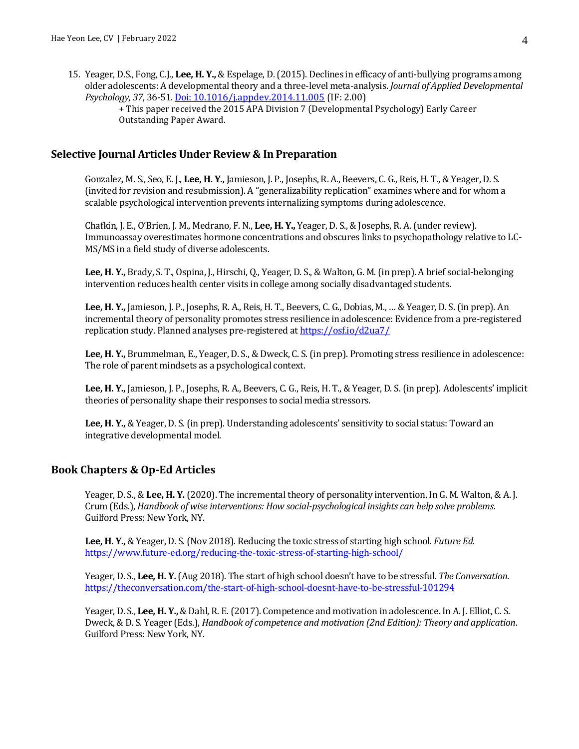15. Yeager, D.S., Fong, C.J., **Lee, H. Y.,** & Espelage, D. (2015). Declines in efficacy of anti-bullying programs among older adolescents: A developmental theory and a three-level meta-analysis. *Journal of Applied Developmental Psychology, 37*, 36-51. [Doi: 10.1016/j.appdev.2014.11.005](https://doi.org/10.1016/j.appdev.2014.11.005) (IF: 2.00)
    + This paper received the 2015 APA Division 7 (Developmental Psychology) Early Career Outstanding Paper Award.

## Selective Journal Articles Under Review & In Preparation

Gonzalez, M. S., Seo, E. J., **Lee, H. Y.,** Jamieson, J. P., Josephs, R. A., Beevers, C. G., Reis, H. T., & Yeager, D. S. (invited for revision and resubmission). A "generalizability replication" examines where and for whom a scalable psychological intervention prevents internalizing symptoms during adolescence.

Chafkin, J. E., O'Brien, J. M., Medrano, F. N., **Lee, H. Y.,** Yeager, D. S., & Josephs, R. A. (under review). Immunoassay overestimates hormone concentrations and obscures links to psychopathology relative to LC-MS/MS in a field study of diverse adolescents.

**Lee, H. Y.,** Brady, S. T., Ospina, J., Hirschi, Q., Yeager, D. S., & Walton, G. M. (in prep). A brief social-belonging intervention reduces health center visits in college among socially disadvantaged students.

**Lee, H. Y.,** Jamieson, J. P., Josephs, R. A., Reis, H. T., Beevers, C. G., Dobias, M., … & Yeager, D. S. (in prep). An incremental theory of personality promotes stress resilience in adolescence: Evidence from a pre-registered replication study. Planned analyses pre-registered at [https://osf.io/d2ua7/](https://osf.io/d2ua7/)

**Lee, H. Y.,** Brummelman, E., Yeager, D. S., & Dweck, C. S. (in prep). Promoting stress resilience in adolescence: The role of parent mindsets as a psychological context.

**Lee, H. Y.,** Jamieson, J. P., Josephs, R. A., Beevers, C. G., Reis, H. T., & Yeager, D. S. (in prep). Adolescents' implicit theories of personality shape their responses to social media stressors.

**Lee, H. Y.,** & Yeager, D. S. (in prep). Understanding adolescents' sensitivity to social status: Toward an integrative developmental model.

## Book Chapters & Op-Ed Articles

Yeager, D. S., & **Lee, H. Y.** (2020). The incremental theory of personality intervention. In G. M. Walton, & A. J. Crum (Eds.), *Handbook of wise interventions: How social-psychological insights can help solve problems*. Guilford Press: New York, NY.

**Lee, H. Y.,** & Yeager, D. S. (Nov 2018). Reducing the toxic stress of starting high school. *Future Ed*. [https://www.future-ed.org/reducing-the-toxic-stress-of-starting-high-school/](https://www.future-ed.org/reducing-the-toxic-stress-of-starting-high-school/)

Yeager, D. S., **Lee, H. Y.** (Aug 2018). The start of high school doesn't have to be stressful. *The Conversation*. [https://theconversation.com/the-start-of-high-school-doesnt-have-to-be-stressful-101294](https://theconversation.com/the-start-of-high-school-doesnt-have-to-be-stressful-101294)

Yeager, D. S., **Lee, H. Y.,** & Dahl, R. E. (2017). Competence and motivation in adolescence. In A. J. Elliot, C. S. Dweck, & D. S. Yeager (Eds.), *Handbook of competence and motivation (2nd Edition): Theory and application*. Guilford Press: New York, NY.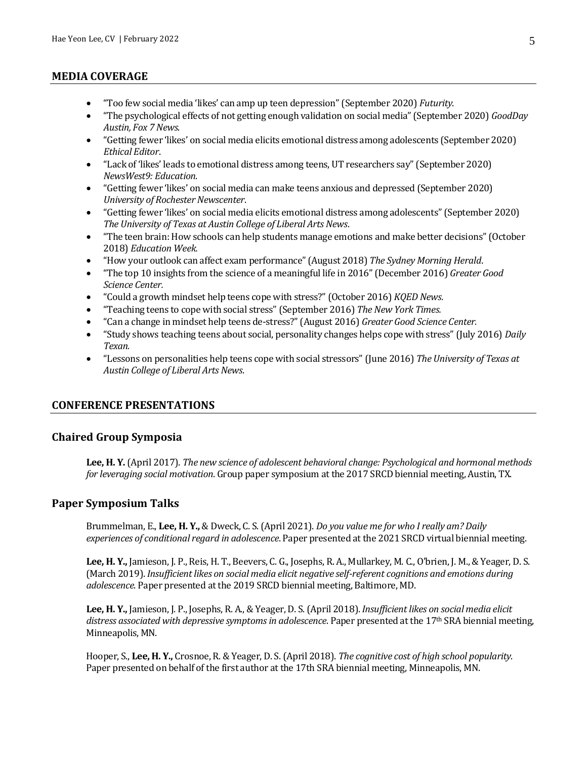## MEDIA COVERAGE

- "Too few social media 'likes' can amp up teen depression" (September 2020) *Futurity*.
- "The psychological effects of not getting enough validation on social media" (September 2020) *GoodDay Austin, Fox 7 News*.
- "Getting fewer 'likes' on social media elicits emotional distress among adolescents (September 2020) *Ethical Editor*.
- "Lack of 'likes' leads to emotional distress among teens, UT researchers say" (September 2020) *NewsWest9: Education*.
- "Getting fewer 'likes' on social media can make teens anxious and depressed (September 2020) *University of Rochester Newscenter*.
- "Getting fewer 'likes' on social media elicits emotional distress among adolescents" (September 2020) *The University of Texas at Austin College of Liberal Arts News*.
- "The teen brain: How schools can help students manage emotions and make better decisions" (October 2018) *Education Week.*
- "How your outlook can affect exam performance" (August 2018) *The Sydney Morning Herald*.
- "The top 10 insights from the science of a meaningful life in 2016" (December 2016) *Greater Good Science Center.*
- "Could a growth mindset help teens cope with stress?" (October 2016) *KQED News.*
- "Teaching teens to cope with social stress" (September 2016) *The New York Times.*
- "Can a change in mindset help teens de-stress?" (August 2016) *Greater Good Science Center.*
- "Study shows teaching teens about social, personality changes helps cope with stress" (July 2016) *Daily Texan.*
- "Lessons on personalities help teens cope with social stressors" (June 2016) *The University of Texas at Austin College of Liberal Arts News*.

## CONFERENCE PRESENTATIONS

### Chaired Group Symposia

**Lee, H. Y.** (April 2017). *The new science of adolescent behavioral change: Psychological and hormonal methods for leveraging social motivation*. Group paper symposium at the 2017 SRCD biennial meeting, Austin, TX.

### Paper Symposium Talks

Brummelman, E., **Lee, H. Y.,** & Dweck, C. S. (April 2021). *Do you value me for who I really am? Daily experiences of conditional regard in adolescence*. Paper presented at the 2021 SRCD virtual biennial meeting.

**Lee, H. Y.,** Jamieson, J. P., Reis, H. T., Beevers, C. G., Josephs, R. A., Mullarkey, M. C., O'brien, J. M., & Yeager, D. S. (March 2019). *Insufficient likes on social media elicit negative self-referent cognitions and emotions during adolescence*. Paper presented at the 2019 SRCD biennial meeting, Baltimore, MD.

**Lee, H. Y.,** Jamieson, J. P., Josephs, R. A., & Yeager, D. S. (April 2018). *Insufficient likes on social media elicit distress associated with depressive symptoms in adolescence*. Paper presented at the 17th SRA biennial meeting, Minneapolis, MN.

Hooper, S., **Lee, H. Y.,** Crosnoe, R. & Yeager, D. S. (April 2018). *The cognitive cost of high school popularity*. Paper presented on behalf of the first author at the 17th SRA biennial meeting, Minneapolis, MN.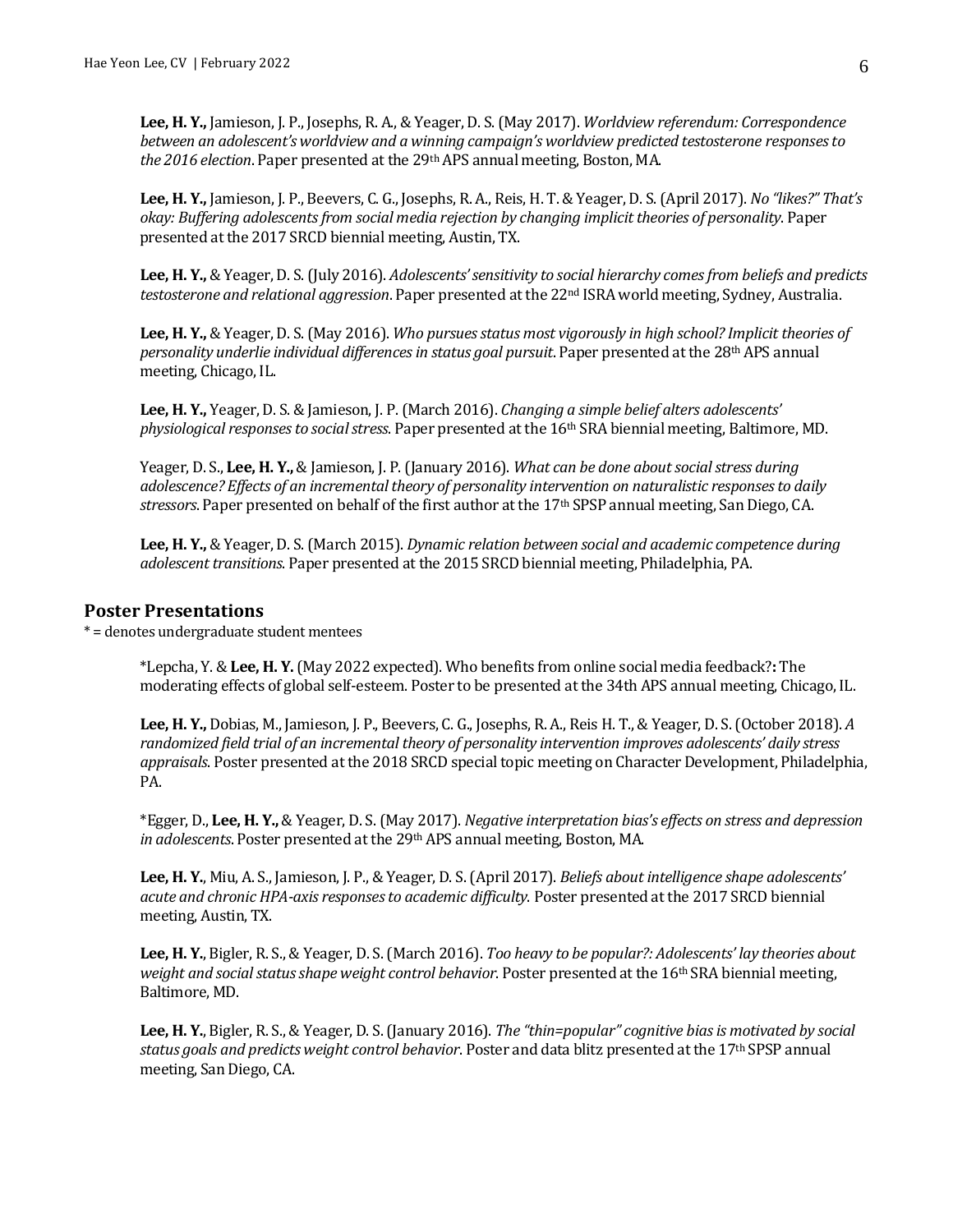**Lee, H. Y.,** Jamieson, J. P., Josephs, R. A., & Yeager, D. S. (May 2017). *Worldview referendum: Correspondence between an adolescent's worldview and a winning campaign's worldview predicted testosterone responses to the 2016 election*. Paper presented at the 29th APS annual meeting, Boston, MA.

**Lee, H. Y.,** Jamieson, J. P., Beevers, C. G., Josephs, R. A., Reis, H. T. & Yeager, D. S. (April 2017). *No "likes?" That's okay: Buffering adolescents from social media rejection by changing implicit theories of personality*. Paper presented at the 2017 SRCD biennial meeting, Austin, TX.

**Lee, H. Y.,** & Yeager, D. S. (July 2016). *Adolescents' sensitivity to social hierarchy comes from beliefs and predicts testosterone and relational aggression*. Paper presented at the 22nd ISRA world meeting, Sydney, Australia.

**Lee, H. Y.,** & Yeager, D. S. (May 2016). *Who pursues status most vigorously in high school? Implicit theories of personality underlie individual differences in status goal pursuit*. Paper presented at the 28th APS annual meeting, Chicago, IL.

**Lee, H. Y.,** Yeager, D. S. & Jamieson, J. P. (March 2016). *Changing a simple belief alters adolescents' physiological responses to social stress*. Paper presented at the 16th SRA biennial meeting, Baltimore, MD.

Yeager, D. S., **Lee, H. Y.,** & Jamieson, J. P. (January 2016). *What can be done about social stress during adolescence? Effects of an incremental theory of personality intervention on naturalistic responses to daily stressors*. Paper presented on behalf of the first author at the 17th SPSP annual meeting, San Diego, CA.

**Lee, H. Y.,** & Yeager, D. S. (March 2015). *Dynamic relation between social and academic competence during adolescent transitions*. Paper presented at the 2015 SRCD biennial meeting, Philadelphia, PA.

## Poster Presentations

* = denotes undergraduate student mentees

*Lepcha, Y. & **Lee, H. Y.** (May 2022 expected). Who benefits from online social media feedback?**:** The moderating effects of global self-esteem. Poster to be presented at the 34th APS annual meeting, Chicago, IL.

**Lee, H. Y.,** Dobias, M., Jamieson, J. P., Beevers, C. G., Josephs, R. A., Reis H. T., & Yeager, D. S. (October 2018). *A randomized field trial of an incremental theory of personality intervention improves adolescents' daily stress appraisals*. Poster presented at the 2018 SRCD special topic meeting on Character Development, Philadelphia, PA.

*Egger, D., **Lee, H. Y.,** & Yeager, D. S. (May 2017). *Negative interpretation bias's effects on stress and depression in adolescents*. Poster presented at the 29th APS annual meeting, Boston, MA.

**Lee, H. Y.**, Miu, A. S., Jamieson, J. P., & Yeager, D. S. (April 2017). *Beliefs about intelligence shape adolescents' acute and chronic HPA-axis responses to academic difficulty.* Poster presented at the 2017 SRCD biennial meeting, Austin, TX.

**Lee, H. Y.**, Bigler, R. S., & Yeager, D. S. (March 2016). *Too heavy to be popular?: Adolescents' lay theories about weight and social status shape weight control behavior*. Poster presented at the 16th SRA biennial meeting, Baltimore, MD.

**Lee, H. Y.**, Bigler, R. S., & Yeager, D. S. (January 2016). *The "thin=popular" cognitive bias is motivated by social status goals and predicts weight control behavior*. Poster and data blitz presented at the 17th SPSP annual meeting, San Diego, CA.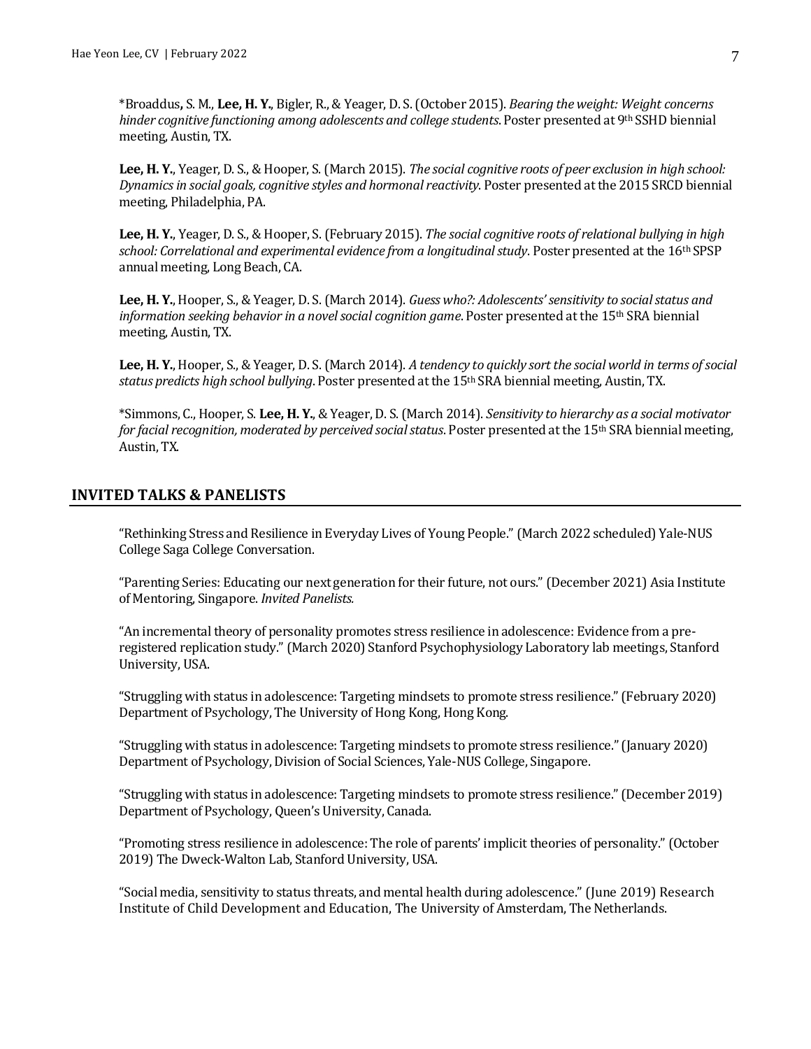*Broaddus, S. M., **Lee, H. Y.**, Bigler, R., & Yeager, D. S. (October 2015). *Bearing the weight: Weight concerns hinder cognitive functioning among adolescents and college students*. Poster presented at 9th SSHD biennial meeting, Austin, TX.

**Lee, H. Y.**, Yeager, D. S., & Hooper, S. (March 2015). *The social cognitive roots of peer exclusion in high school: Dynamics in social goals, cognitive styles and hormonal reactivity*. Poster presented at the 2015 SRCD biennial meeting, Philadelphia, PA.

**Lee, H. Y.**, Yeager, D. S., & Hooper, S. (February 2015). *The social cognitive roots of relational bullying in high school: Correlational and experimental evidence from a longitudinal study*. Poster presented at the 16th SPSP annual meeting, Long Beach, CA.

**Lee, H. Y.**, Hooper, S., & Yeager, D. S. (March 2014). *Guess who?: Adolescents' sensitivity to social status and information seeking behavior in a novel social cognition game*. Poster presented at the 15th SRA biennial meeting, Austin, TX.

**Lee, H. Y.**, Hooper, S., & Yeager, D. S. (March 2014). *A tendency to quickly sort the social world in terms of social status predicts high school bullying*. Poster presented at the 15th SRA biennial meeting, Austin, TX.

*Simmons, C., Hooper, S. **Lee, H. Y.**, & Yeager, D. S. (March 2014). *Sensitivity to hierarchy as a social motivator for facial recognition, moderated by perceived social status*. Poster presented at the 15th SRA biennial meeting, Austin, TX.

## INVITED TALKS & PANELISTS

"Rethinking Stress and Resilience in Everyday Lives of Young People." (March 2022 scheduled) Yale-NUS College Saga College Conversation.

"Parenting Series: Educating our next generation for their future, not ours." (December 2021) Asia Institute of Mentoring, Singapore. *Invited Panelists.*

"An incremental theory of personality promotes stress resilience in adolescence: Evidence from a pre-registered replication study." (March 2020) Stanford Psychophysiology Laboratory lab meetings, Stanford University, USA.

"Struggling with status in adolescence: Targeting mindsets to promote stress resilience." (February 2020) Department of Psychology, The University of Hong Kong, Hong Kong.

"Struggling with status in adolescence: Targeting mindsets to promote stress resilience." (January 2020) Department of Psychology, Division of Social Sciences, Yale-NUS College, Singapore.

"Struggling with status in adolescence: Targeting mindsets to promote stress resilience." (December 2019) Department of Psychology, Queen's University, Canada.

"Promoting stress resilience in adolescence: The role of parents' implicit theories of personality." (October 2019) The Dweck-Walton Lab, Stanford University, USA.

"Social media, sensitivity to status threats, and mental health during adolescence." (June 2019) Research Institute of Child Development and Education, The University of Amsterdam, The Netherlands.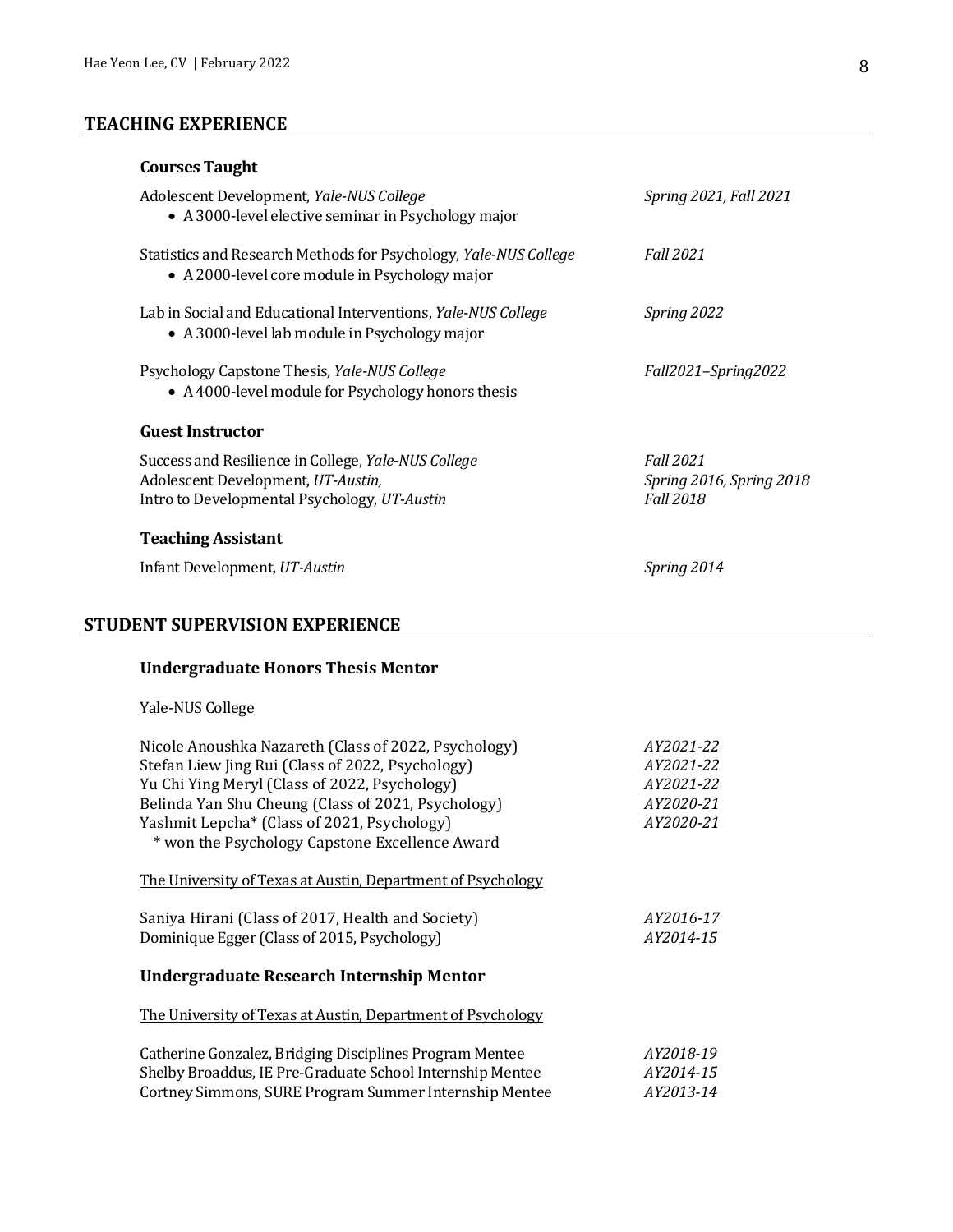## TEACHING EXPERIENCE

### Courses Taught

Adolescent Development, *Yale-NUS College* — *Spring 2021, Fall 2021*
- A 3000-level elective seminar in Psychology major

Statistics and Research Methods for Psychology, *Yale-NUS College* — *Fall 2021*
- A 2000-level core module in Psychology major

Lab in Social and Educational Interventions, *Yale-NUS College* — *Spring 2022*
- A 3000-level lab module in Psychology major

Psychology Capstone Thesis, *Yale-NUS College* — *Fall2021–Spring2022*
- A 4000-level module for Psychology honors thesis

### Guest Instructor

Success and Resilience in College, *Yale-NUS College* — *Fall 2021*
Adolescent Development, *UT-Austin,* — *Spring 2016, Spring 2018*
Intro to Developmental Psychology, *UT-Austin* — *Fall 2018*

### Teaching Assistant

Infant Development, *UT-Austin* — *Spring 2014*

## STUDENT SUPERVISION EXPERIENCE

### Undergraduate Honors Thesis Mentor

Yale-NUS College

Nicole Anoushka Nazareth (Class of 2022, Psychology) — *AY2021-22*
Stefan Liew Jing Rui (Class of 2022, Psychology) — *AY2021-22*
Yu Chi Ying Meryl (Class of 2022, Psychology) — *AY2021-22*
Belinda Yan Shu Cheung (Class of 2021, Psychology) — *AY2020-21*
Yashmit Lepcha* (Class of 2021, Psychology) — *AY2020-21*
\* won the Psychology Capstone Excellence Award

The University of Texas at Austin, Department of Psychology

Saniya Hirani (Class of 2017, Health and Society) — *AY2016-17*
Dominique Egger (Class of 2015, Psychology) — *AY2014-15*

### Undergraduate Research Internship Mentor

The University of Texas at Austin, Department of Psychology

Catherine Gonzalez, Bridging Disciplines Program Mentee — *AY2018-19*
Shelby Broaddus, IE Pre-Graduate School Internship Mentee — *AY2014-15*
Cortney Simmons, SURE Program Summer Internship Mentee — *AY2013-14*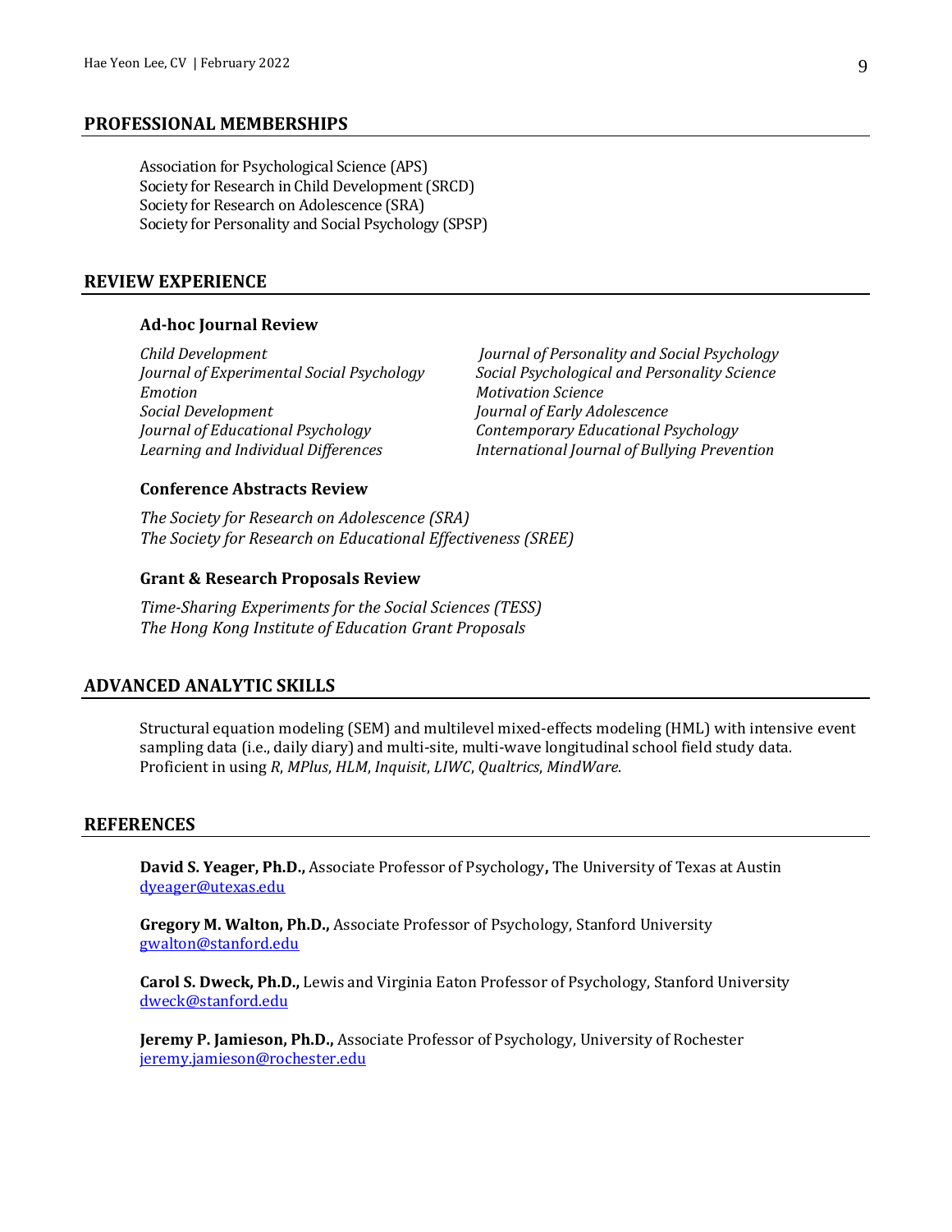## PROFESSIONAL MEMBERSHIPS

Association for Psychological Science (APS)
Society for Research in Child Development (SRCD)
Society for Research on Adolescence (SRA)
Society for Personality and Social Psychology (SPSP)

## REVIEW EXPERIENCE

### Ad-hoc Journal Review

*Child Development*
*Journal of Experimental Social Psychology*
*Emotion*
*Social Development*
*Journal of Educational Psychology*
*Learning and Individual Differences*
*Journal of Personality and Social Psychology*
*Social Psychological and Personality Science*
*Motivation Science*
*Journal of Early Adolescence*
*Contemporary Educational Psychology*
*International Journal of Bullying Prevention*

### Conference Abstracts Review

*The Society for Research on Adolescence (SRA)*
*The Society for Research on Educational Effectiveness (SREE)*

### Grant & Research Proposals Review

*Time-Sharing Experiments for the Social Sciences (TESS)*
*The Hong Kong Institute of Education Grant Proposals*

## ADVANCED ANALYTIC SKILLS

Structural equation modeling (SEM) and multilevel mixed-effects modeling (HML) with intensive event sampling data (i.e., daily diary) and multi-site, multi-wave longitudinal school field study data. Proficient in using *R*, *MPlus*, *HLM*, *Inquisit*, *LIWC*, *Qualtrics*, *MindWare*.

## REFERENCES

**David S. Yeager, Ph.D.,** Associate Professor of Psychology**,** The University of Texas at Austin
dyeager@utexas.edu

**Gregory M. Walton, Ph.D.,** Associate Professor of Psychology, Stanford University
gwalton@stanford.edu

**Carol S. Dweck, Ph.D.,** Lewis and Virginia Eaton Professor of Psychology, Stanford University
dweck@stanford.edu

**Jeremy P. Jamieson, Ph.D.,** Associate Professor of Psychology, University of Rochester
jeremy.jamieson@rochester.edu